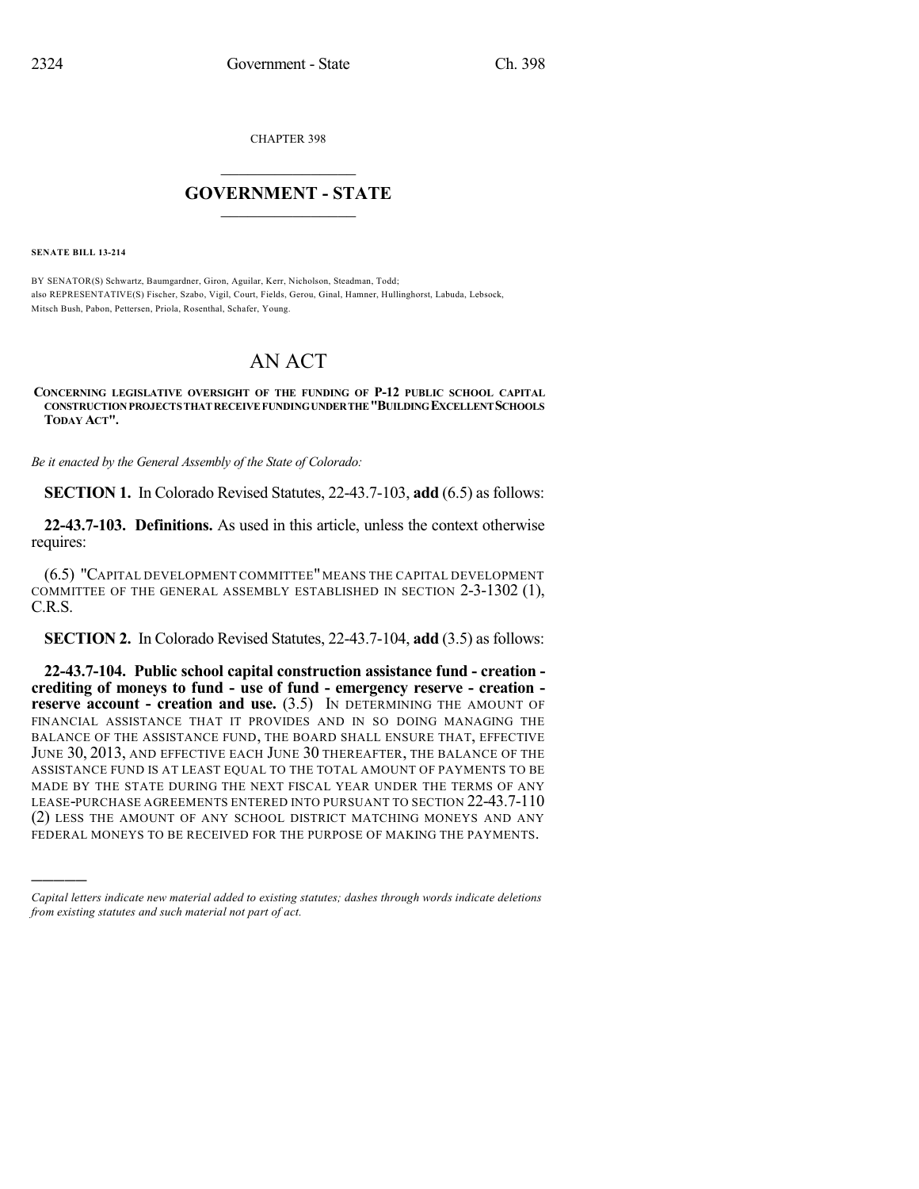CHAPTER 398

# GOVERNMENT - STATE

**SENATE BILL 13-214**

BY SENATOR(S) Schwartz, Baumgardner, Giron, Aguilar, Kerr, Nicholson, Steadman, Todd;
also REPRESENTATIVE(S) Fischer, Szabo, Vigil, Court, Fields, Gerou, Ginal, Hamner, Hullinghorst, Labuda, Lebsock, Mitsch Bush, Pabon, Pettersen, Priola, Rosenthal, Schafer, Young.

# AN ACT

**CONCERNING LEGISLATIVE OVERSIGHT OF THE FUNDING OF P-12 PUBLIC SCHOOL CAPITAL CONSTRUCTION PROJECTS THAT RECEIVE FUNDING UNDER THE "BUILDING EXCELLENT SCHOOLS TODAY ACT".**

*Be it enacted by the General Assembly of the State of Colorado:*

**SECTION 1.** In Colorado Revised Statutes, 22-43.7-103, **add** (6.5) as follows:

**22-43.7-103. Definitions.** As used in this article, unless the context otherwise requires:

(6.5) "CAPITAL DEVELOPMENT COMMITTEE" MEANS THE CAPITAL DEVELOPMENT COMMITTEE OF THE GENERAL ASSEMBLY ESTABLISHED IN SECTION 2-3-1302 (1), C.R.S.

**SECTION 2.** In Colorado Revised Statutes, 22-43.7-104, **add** (3.5) as follows:

**22-43.7-104. Public school capital construction assistance fund - creation - crediting of moneys to fund - use of fund - emergency reserve - creation - reserve account - creation and use.** (3.5) IN DETERMINING THE AMOUNT OF FINANCIAL ASSISTANCE THAT IT PROVIDES AND IN SO DOING MANAGING THE BALANCE OF THE ASSISTANCE FUND, THE BOARD SHALL ENSURE THAT, EFFECTIVE JUNE 30, 2013, AND EFFECTIVE EACH JUNE 30 THEREAFTER, THE BALANCE OF THE ASSISTANCE FUND IS AT LEAST EQUAL TO THE TOTAL AMOUNT OF PAYMENTS TO BE MADE BY THE STATE DURING THE NEXT FISCAL YEAR UNDER THE TERMS OF ANY LEASE-PURCHASE AGREEMENTS ENTERED INTO PURSUANT TO SECTION 22-43.7-110 (2) LESS THE AMOUNT OF ANY SCHOOL DISTRICT MATCHING MONEYS AND ANY FEDERAL MONEYS TO BE RECEIVED FOR THE PURPOSE OF MAKING THE PAYMENTS.

---

*Capital letters indicate new material added to existing statutes; dashes through words indicate deletions from existing statutes and such material not part of act.*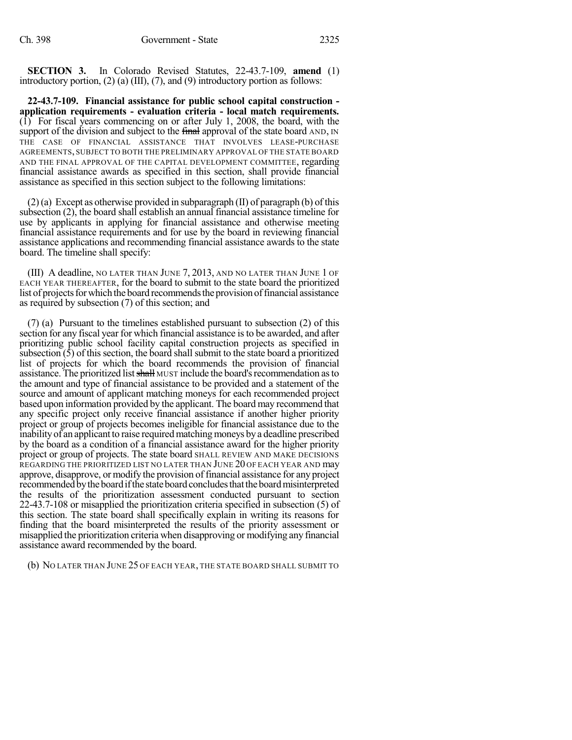**SECTION 3.** In Colorado Revised Statutes, 22-43.7-109, **amend** (1) introductory portion, (2) (a) (III), (7), and (9) introductory portion as follows:

**22-43.7-109. Financial assistance for public school capital construction - application requirements - evaluation criteria - local match requirements.** (1) For fiscal years commencing on or after July 1, 2008, the board, with the support of the division and subject to the ~~final~~ approval of the state board AND, IN THE CASE OF FINANCIAL ASSISTANCE THAT INVOLVES LEASE-PURCHASE AGREEMENTS, SUBJECT TO BOTH THE PRELIMINARY APPROVAL OF THE STATE BOARD AND THE FINAL APPROVAL OF THE CAPITAL DEVELOPMENT COMMITTEE, regarding financial assistance awards as specified in this section, shall provide financial assistance as specified in this section subject to the following limitations:

(2) (a) Except as otherwise provided in subparagraph (II) of paragraph (b) of this subsection (2), the board shall establish an annual financial assistance timeline for use by applicants in applying for financial assistance and otherwise meeting financial assistance requirements and for use by the board in reviewing financial assistance applications and recommending financial assistance awards to the state board. The timeline shall specify:

(III) A deadline, NO LATER THAN JUNE 7, 2013, AND NO LATER THAN JUNE 1 OF EACH YEAR THEREAFTER, for the board to submit to the state board the prioritized list of projects for which the board recommends the provision of financial assistance as required by subsection (7) of this section; and

(7) (a) Pursuant to the timelines established pursuant to subsection (2) of this section for any fiscal year for which financial assistance is to be awarded, and after prioritizing public school facility capital construction projects as specified in subsection (5) of this section, the board shall submit to the state board a prioritized list of projects for which the board recommends the provision of financial assistance. The prioritized list ~~shall~~ MUST include the board's recommendation as to the amount and type of financial assistance to be provided and a statement of the source and amount of applicant matching moneys for each recommended project based upon information provided by the applicant. The board may recommend that any specific project only receive financial assistance if another higher priority project or group of projects becomes ineligible for financial assistance due to the inability of an applicant to raise required matching moneys by a deadline prescribed by the board as a condition of a financial assistance award for the higher priority project or group of projects. The state board SHALL REVIEW AND MAKE DECISIONS REGARDING THE PRIORITIZED LIST NO LATER THAN JUNE 20 OF EACH YEAR AND may approve, disapprove, or modify the provision of financial assistance for any project recommended by the board if the state board concludes that the board misinterpreted the results of the prioritization assessment conducted pursuant to section 22-43.7-108 or misapplied the prioritization criteria specified in subsection (5) of this section. The state board shall specifically explain in writing its reasons for finding that the board misinterpreted the results of the priority assessment or misapplied the prioritization criteria when disapproving or modifying any financial assistance award recommended by the board.

(b) NO LATER THAN JUNE 25 OF EACH YEAR, THE STATE BOARD SHALL SUBMIT TO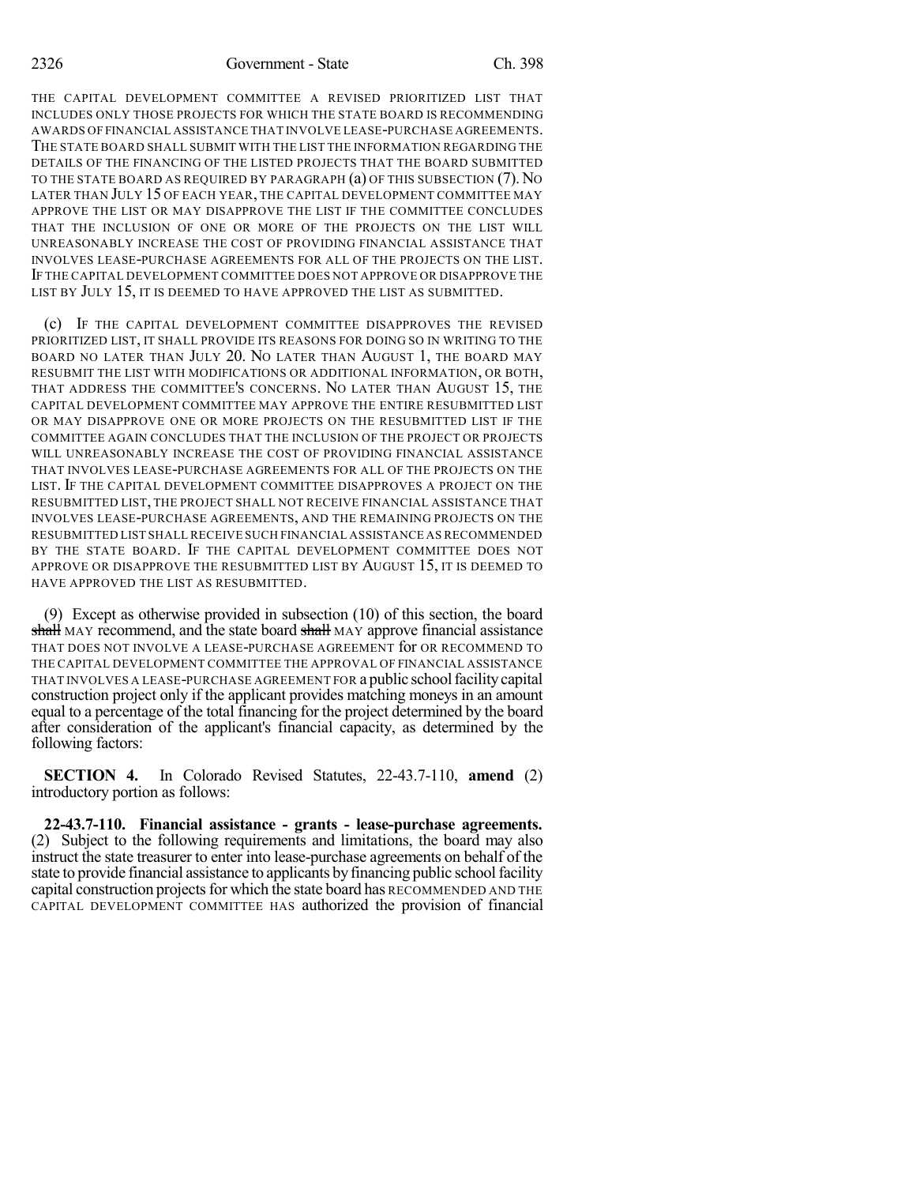THE CAPITAL DEVELOPMENT COMMITTEE A REVISED PRIORITIZED LIST THAT INCLUDES ONLY THOSE PROJECTS FOR WHICH THE STATE BOARD IS RECOMMENDING AWARDS OF FINANCIAL ASSISTANCE THAT INVOLVE LEASE-PURCHASE AGREEMENTS. THE STATE BOARD SHALL SUBMIT WITH THE LIST THE INFORMATION REGARDING THE DETAILS OF THE FINANCING OF THE LISTED PROJECTS THAT THE BOARD SUBMITTED TO THE STATE BOARD AS REQUIRED BY PARAGRAPH (a) OF THIS SUBSECTION (7). NO LATER THAN JULY 15 OF EACH YEAR, THE CAPITAL DEVELOPMENT COMMITTEE MAY APPROVE THE LIST OR MAY DISAPPROVE THE LIST IF THE COMMITTEE CONCLUDES THAT THE INCLUSION OF ONE OR MORE OF THE PROJECTS ON THE LIST WILL UNREASONABLY INCREASE THE COST OF PROVIDING FINANCIAL ASSISTANCE THAT INVOLVES LEASE-PURCHASE AGREEMENTS FOR ALL OF THE PROJECTS ON THE LIST. IF THE CAPITAL DEVELOPMENT COMMITTEE DOES NOT APPROVE OR DISAPPROVE THE LIST BY JULY 15, IT IS DEEMED TO HAVE APPROVED THE LIST AS SUBMITTED.

(c) IF THE CAPITAL DEVELOPMENT COMMITTEE DISAPPROVES THE REVISED PRIORITIZED LIST, IT SHALL PROVIDE ITS REASONS FOR DOING SO IN WRITING TO THE BOARD NO LATER THAN JULY 20. NO LATER THAN AUGUST 1, THE BOARD MAY RESUBMIT THE LIST WITH MODIFICATIONS OR ADDITIONAL INFORMATION, OR BOTH, THAT ADDRESS THE COMMITTEE'S CONCERNS. NO LATER THAN AUGUST 15, THE CAPITAL DEVELOPMENT COMMITTEE MAY APPROVE THE ENTIRE RESUBMITTED LIST OR MAY DISAPPROVE ONE OR MORE PROJECTS ON THE RESUBMITTED LIST IF THE COMMITTEE AGAIN CONCLUDES THAT THE INCLUSION OF THE PROJECT OR PROJECTS WILL UNREASONABLY INCREASE THE COST OF PROVIDING FINANCIAL ASSISTANCE THAT INVOLVES LEASE-PURCHASE AGREEMENTS FOR ALL OF THE PROJECTS ON THE LIST. IF THE CAPITAL DEVELOPMENT COMMITTEE DISAPPROVES A PROJECT ON THE RESUBMITTED LIST, THE PROJECT SHALL NOT RECEIVE FINANCIAL ASSISTANCE THAT INVOLVES LEASE-PURCHASE AGREEMENTS, AND THE REMAINING PROJECTS ON THE RESUBMITTED LIST SHALL RECEIVE SUCH FINANCIAL ASSISTANCE AS RECOMMENDED BY THE STATE BOARD. IF THE CAPITAL DEVELOPMENT COMMITTEE DOES NOT APPROVE OR DISAPPROVE THE RESUBMITTED LIST BY AUGUST 15, IT IS DEEMED TO HAVE APPROVED THE LIST AS RESUBMITTED.

(9) Except as otherwise provided in subsection (10) of this section, the board ~~shall~~ MAY recommend, and the state board ~~shall~~ MAY approve financial assistance THAT DOES NOT INVOLVE A LEASE-PURCHASE AGREEMENT for OR RECOMMEND TO THE CAPITAL DEVELOPMENT COMMITTEE THE APPROVAL OF FINANCIAL ASSISTANCE THAT INVOLVES A LEASE-PURCHASE AGREEMENT FOR a public school facility capital construction project only if the applicant provides matching moneys in an amount equal to a percentage of the total financing for the project determined by the board after consideration of the applicant's financial capacity, as determined by the following factors:

**SECTION 4.** In Colorado Revised Statutes, 22-43.7-110, **amend** (2) introductory portion as follows:

**22-43.7-110. Financial assistance - grants - lease-purchase agreements.** (2) Subject to the following requirements and limitations, the board may also instruct the state treasurer to enter into lease-purchase agreements on behalf of the state to provide financial assistance to applicants by financing public school facility capital construction projects for which the state board has RECOMMENDED AND THE CAPITAL DEVELOPMENT COMMITTEE HAS authorized the provision of financial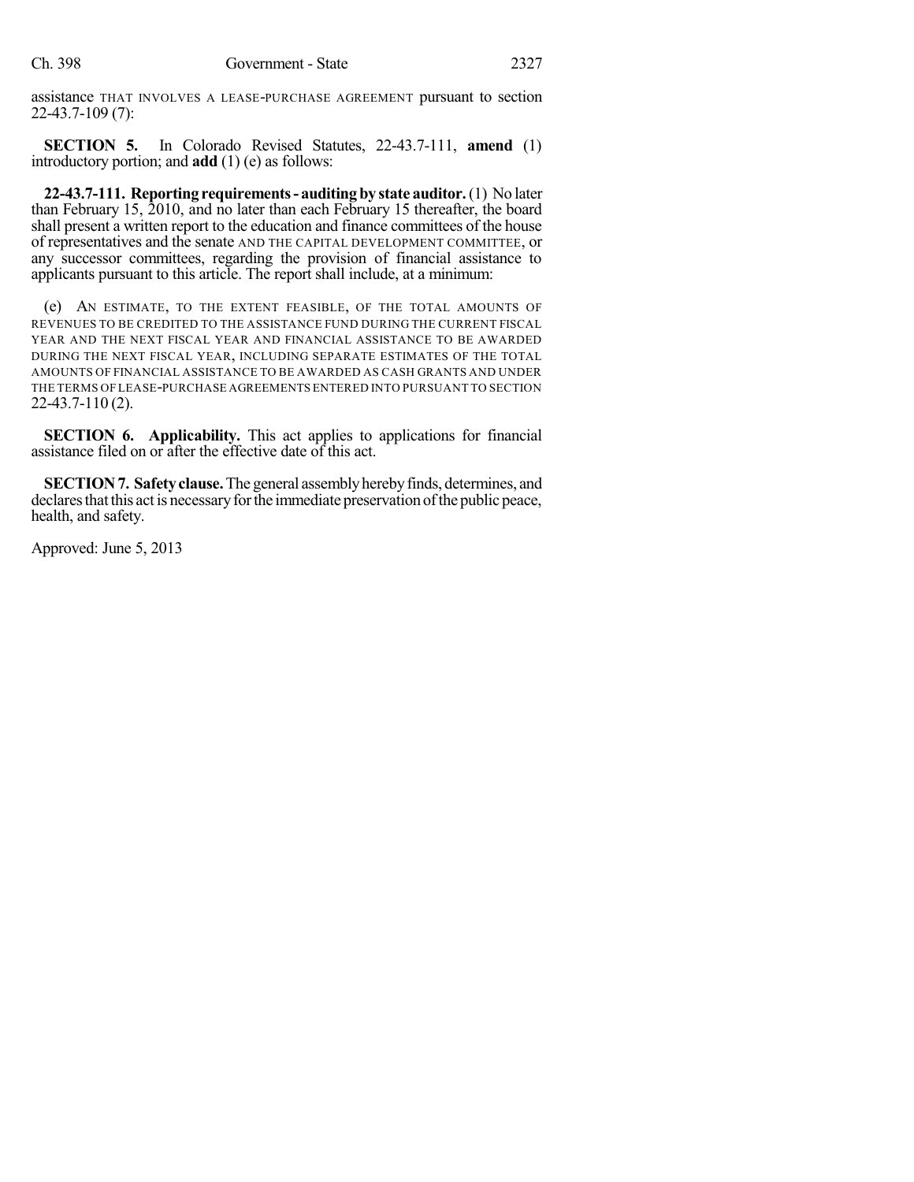assistance THAT INVOLVES A LEASE-PURCHASE AGREEMENT pursuant to section 22-43.7-109 (7):

**SECTION 5.** In Colorado Revised Statutes, 22-43.7-111, **amend** (1) introductory portion; and **add** (1) (e) as follows:

**22-43.7-111. Reporting requirements - auditing by state auditor.** (1) No later than February 15, 2010, and no later than each February 15 thereafter, the board shall present a written report to the education and finance committees of the house of representatives and the senate AND THE CAPITAL DEVELOPMENT COMMITTEE, or any successor committees, regarding the provision of financial assistance to applicants pursuant to this article. The report shall include, at a minimum:

(e) AN ESTIMATE, TO THE EXTENT FEASIBLE, OF THE TOTAL AMOUNTS OF REVENUES TO BE CREDITED TO THE ASSISTANCE FUND DURING THE CURRENT FISCAL YEAR AND THE NEXT FISCAL YEAR AND FINANCIAL ASSISTANCE TO BE AWARDED DURING THE NEXT FISCAL YEAR, INCLUDING SEPARATE ESTIMATES OF THE TOTAL AMOUNTS OF FINANCIAL ASSISTANCE TO BE AWARDED AS CASH GRANTS AND UNDER THE TERMS OF LEASE-PURCHASE AGREEMENTS ENTERED INTO PURSUANT TO SECTION 22-43.7-110 (2).

**SECTION 6. Applicability.** This act applies to applications for financial assistance filed on or after the effective date of this act.

**SECTION 7. Safety clause.** The general assembly hereby finds, determines, and declares that this act is necessary for the immediate preservation of the public peace, health, and safety.

Approved: June 5, 2013